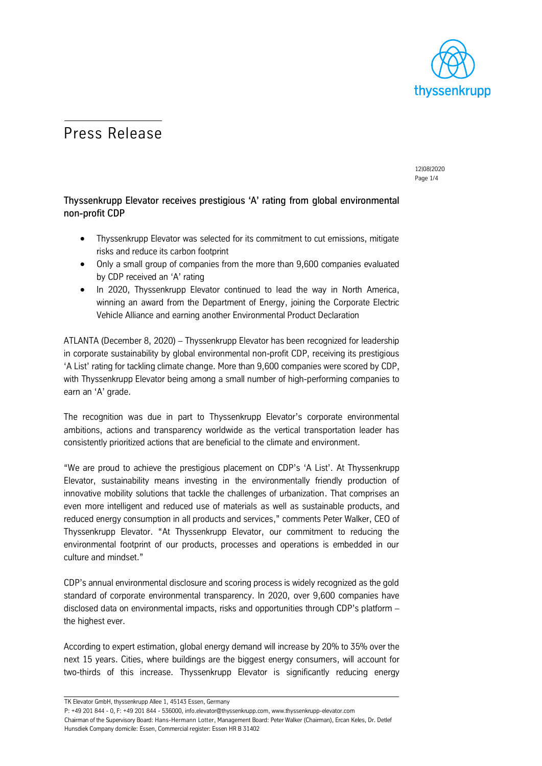# Press Release

12|08|2020

## Thyssenkrupp Elevator receives prestigious ‘A’ rating from global environmental non-profit CDP

- Thyssenkrupp Elevator was selected for its commitment to cut emissions, mitigate risks and reduce its carbon footprint
- Only a small group of companies from the more than 9,600 companies evaluated by CDP received an ‘A’ rating
- In 2020, Thyssenkrupp Elevator continued to lead the way in North America, winning an award from the Department of Energy, joining the Corporate Electric Vehicle Alliance and earning another Environmental Product Declaration

ATLANTA (December 8, 2020) – Thyssenkrupp Elevator has been recognized for leadership in corporate sustainability by global environmental non-profit CDP, receiving its prestigious ‘A List’ rating for tackling climate change. More than 9,600 companies were scored by CDP, with Thyssenkrupp Elevator being among a small number of high-performing companies to earn an ‘A’ grade.

The recognition was due in part to Thyssenkrupp Elevator’s corporate environmental ambitions, actions and transparency worldwide as the vertical transportation leader has consistently prioritized actions that are beneficial to the climate and environment.

“We are proud to achieve the prestigious placement on CDP’s ‘A List’. At Thyssenkrupp Elevator, sustainability means investing in the environmentally friendly production of innovative mobility solutions that tackle the challenges of urbanization. That comprises an even more intelligent and reduced use of materials as well as sustainable products, and reduced energy consumption in all products and services,” comments Peter Walker, CEO of Thyssenkrupp Elevator. “At Thyssenkrupp Elevator, our commitment to reducing the environmental footprint of our products, processes and operations is embedded in our culture and mindset.”

CDP’s annual environmental disclosure and scoring process is widely recognized as the gold standard of corporate environmental transparency. In 2020, over 9,600 companies have disclosed data on environmental impacts, risks and opportunities through CDP’s platform – the highest ever.

According to expert estimation, global energy demand will increase by 20% to 35% over the next 15 years. Cities, where buildings are the biggest energy consumers, will account for two-thirds of this increase. Thyssenkrupp Elevator is significantly reducing energy

TK Elevator GmbH, thyssenkrupp Allee 1, 45143 Essen, Germany
P: +49 201 844 - 0, F: +49 201 844 - 536000, info.elevator@thyssenkrupp.com, www.thyssenkrupp-elevator.com
Chairman of the Supervisory Board: Hans-Hermann Lotter, Management Board: Peter Walker (Chairman), Ercan Keles, Dr. Detlef Hunsdiek Company domicile: Essen, Commercial register: Essen HR B 31402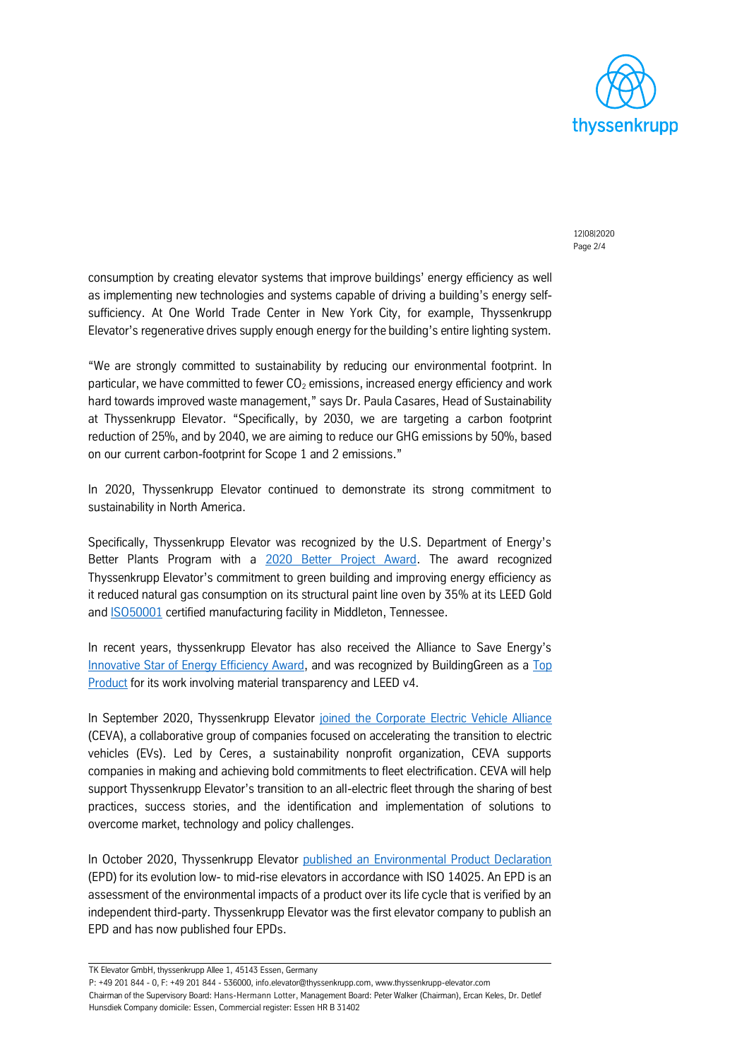consumption by creating elevator systems that improve buildings' energy efficiency as well as implementing new technologies and systems capable of driving a building's energy self-sufficiency. At One World Trade Center in New York City, for example, Thyssenkrupp Elevator's regenerative drives supply enough energy for the building's entire lighting system.

"We are strongly committed to sustainability by reducing our environmental footprint. In particular, we have committed to fewer $CO_2$ emissions, increased energy efficiency and work hard towards improved waste management," says Dr. Paula Casares, Head of Sustainability at Thyssenkrupp Elevator. "Specifically, by 2030, we are targeting a carbon footprint reduction of 25%, and by 2040, we are aiming to reduce our GHG emissions by 50%, based on our current carbon-footprint for Scope 1 and 2 emissions."

In 2020, Thyssenkrupp Elevator continued to demonstrate its strong commitment to sustainability in North America.

Specifically, Thyssenkrupp Elevator was recognized by the U.S. Department of Energy's Better Plants Program with a 2020 Better Project Award. The award recognized Thyssenkrupp Elevator's commitment to green building and improving energy efficiency as it reduced natural gas consumption on its structural paint line oven by 35% at its LEED Gold and ISO50001 certified manufacturing facility in Middleton, Tennessee.

In recent years, thyssenkrupp Elevator has also received the Alliance to Save Energy's Innovative Star of Energy Efficiency Award, and was recognized by BuildingGreen as a Top Product for its work involving material transparency and LEED v4.

In September 2020, Thyssenkrupp Elevator joined the Corporate Electric Vehicle Alliance (CEVA), a collaborative group of companies focused on accelerating the transition to electric vehicles (EVs). Led by Ceres, a sustainability nonprofit organization, CEVA supports companies in making and achieving bold commitments to fleet electrification. CEVA will help support Thyssenkrupp Elevator's transition to an all-electric fleet through the sharing of best practices, success stories, and the identification and implementation of solutions to overcome market, technology and policy challenges.

In October 2020, Thyssenkrupp Elevator published an Environmental Product Declaration (EPD) for its evolution low- to mid-rise elevators in accordance with ISO 14025. An EPD is an assessment of the environmental impacts of a product over its life cycle that is verified by an independent third-party. Thyssenkrupp Elevator was the first elevator company to publish an EPD and has now published four EPDs.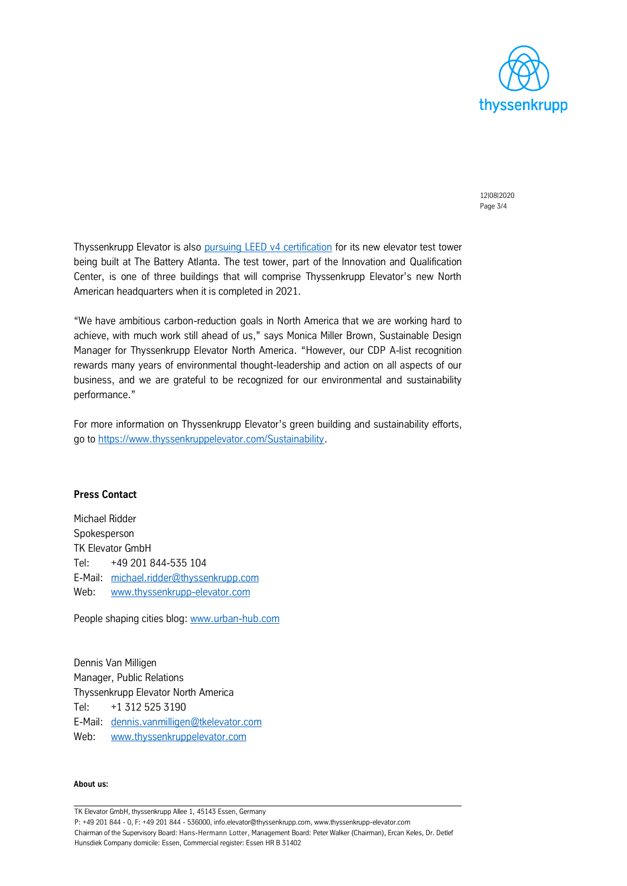Thyssenkrupp Elevator is also [pursuing LEED v4 certification](#) for its new elevator test tower being built at The Battery Atlanta. The test tower, part of the Innovation and Qualification Center, is one of three buildings that will comprise Thyssenkrupp Elevator's new North American headquarters when it is completed in 2021.

"We have ambitious carbon-reduction goals in North America that we are working hard to achieve, with much work still ahead of us," says Monica Miller Brown, Sustainable Design Manager for Thyssenkrupp Elevator North America. "However, our CDP A-list recognition rewards many years of environmental thought-leadership and action on all aspects of our business, and we are grateful to be recognized for our environmental and sustainability performance."

For more information on Thyssenkrupp Elevator's green building and sustainability efforts, go to https://www.thyssenkruppelevator.com/Sustainability.

**Press Contact**

Michael Ridder
Spokesperson
TK Elevator GmbH
Tel: +49 201 844-535 104
E-Mail: michael.ridder@thyssenkrupp.com
Web: www.thyssenkrupp-elevator.com

People shaping cities blog: www.urban-hub.com

Dennis Van Milligen
Manager, Public Relations
Thyssenkrupp Elevator North America
Tel: +1 312 525 3190
E-Mail: dennis.vanmilligen@tkelevator.com
Web: www.thyssenkruppelevator.com

**About us:**

TK Elevator GmbH, thyssenkrupp Allee 1, 45143 Essen, Germany
P: +49 201 844 - 0, F: +49 201 844 - 536000, info.elevator@thyssenkrupp.com, www.thyssenkrupp-elevator.com
Chairman of the Supervisory Board: Hans-Hermann Lotter, Management Board: Peter Walker (Chairman), Ercan Keles, Dr. Detlef Hunsdiek Company domicile: Essen, Commercial register: Essen HR B 31402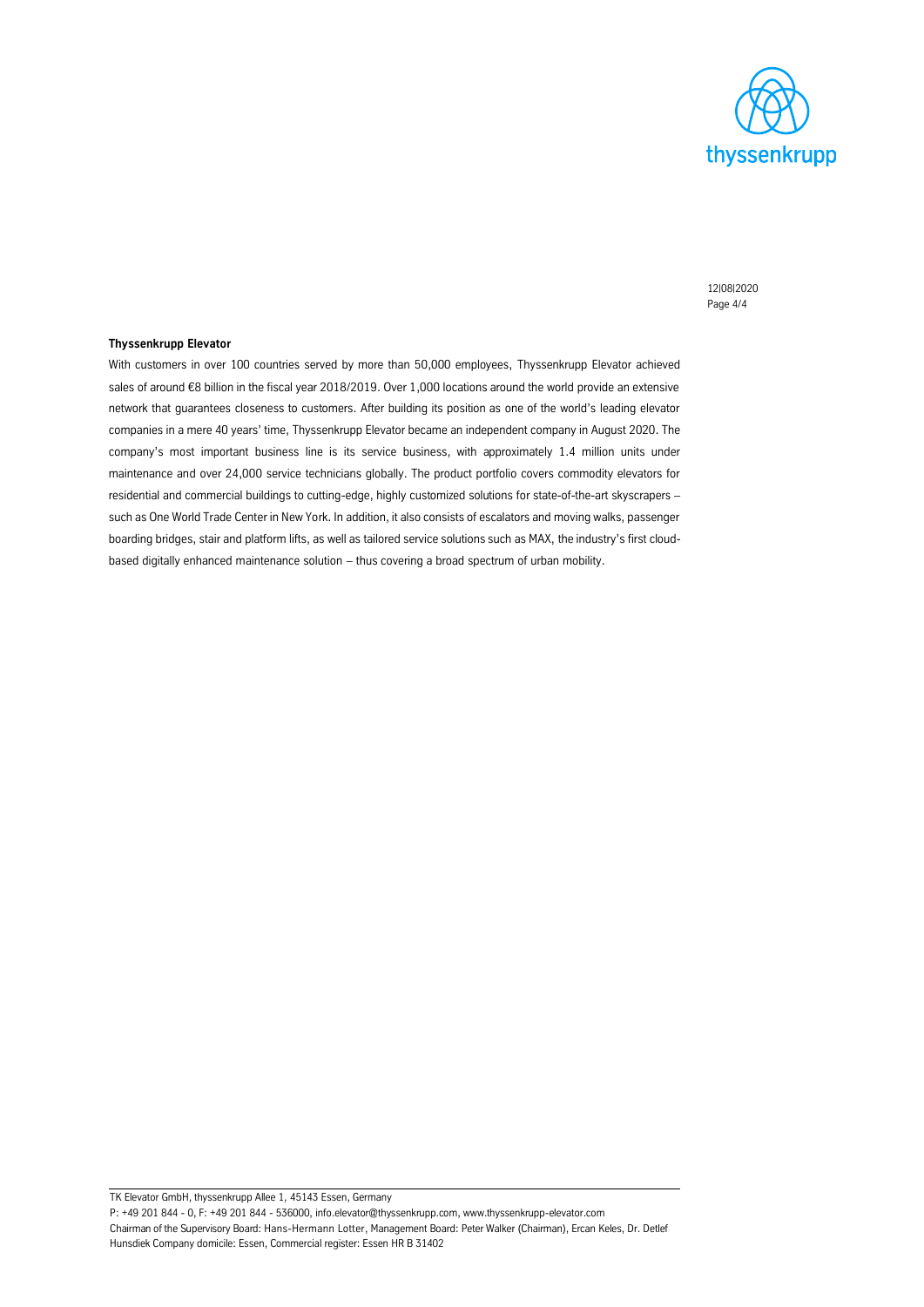**Thyssenkrupp Elevator**

With customers in over 100 countries served by more than 50,000 employees, Thyssenkrupp Elevator achieved sales of around €8 billion in the fiscal year 2018/2019. Over 1,000 locations around the world provide an extensive network that guarantees closeness to customers. After building its position as one of the world's leading elevator companies in a mere 40 years' time, Thyssenkrupp Elevator became an independent company in August 2020. The company's most important business line is its service business, with approximately 1.4 million units under maintenance and over 24,000 service technicians globally. The product portfolio covers commodity elevators for residential and commercial buildings to cutting-edge, highly customized solutions for state-of-the-art skyscrapers – such as One World Trade Center in New York. In addition, it also consists of escalators and moving walks, passenger boarding bridges, stair and platform lifts, as well as tailored service solutions such as MAX, the industry's first cloud-based digitally enhanced maintenance solution – thus covering a broad spectrum of urban mobility.